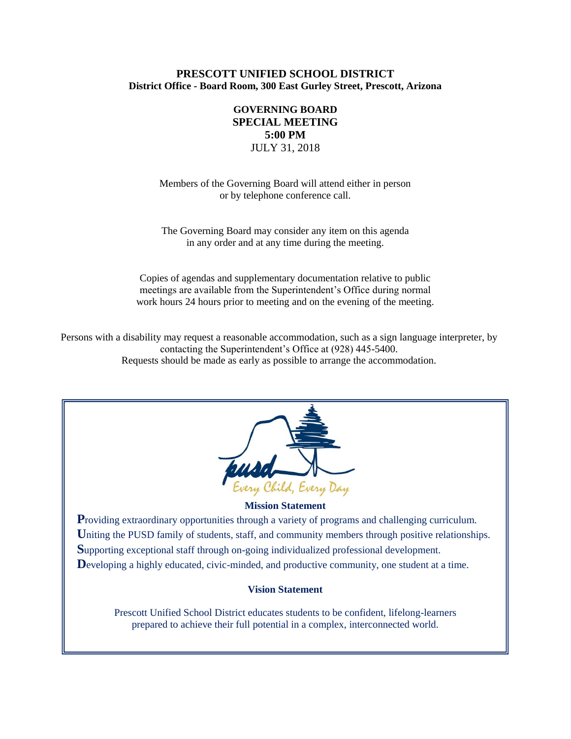# PRESCOTT UNIFIED SCHOOL DISTRICT

**District Office - Board Room, 300 East Gurley Street, Prescott, Arizona**

## GOVERNING BOARD SPECIAL MEETING

**5:00 PM**

JULY 31, 2018

Members of the Governing Board will attend either in person or by telephone conference call.

The Governing Board may consider any item on this agenda in any order and at any time during the meeting.

Copies of agendas and supplementary documentation relative to public meetings are available from the Superintendent's Office during normal work hours 24 hours prior to meeting and on the evening of the meeting.

Persons with a disability may request a reasonable accommodation, such as a sign language interpreter, by contacting the Superintendent's Office at (928) 445-5400. Requests should be made as early as possible to arrange the accommodation.

pusd

Every Child, Every Day

**Mission Statement**

**P**roviding extraordinary opportunities through a variety of programs and challenging curriculum.
**U**niting the PUSD family of students, staff, and community members through positive relationships.
**S**upporting exceptional staff through on-going individualized professional development.
**D**eveloping a highly educated, civic-minded, and productive community, one student at a time.

**Vision Statement**

Prescott Unified School District educates students to be confident, lifelong-learners prepared to achieve their full potential in a complex, interconnected world.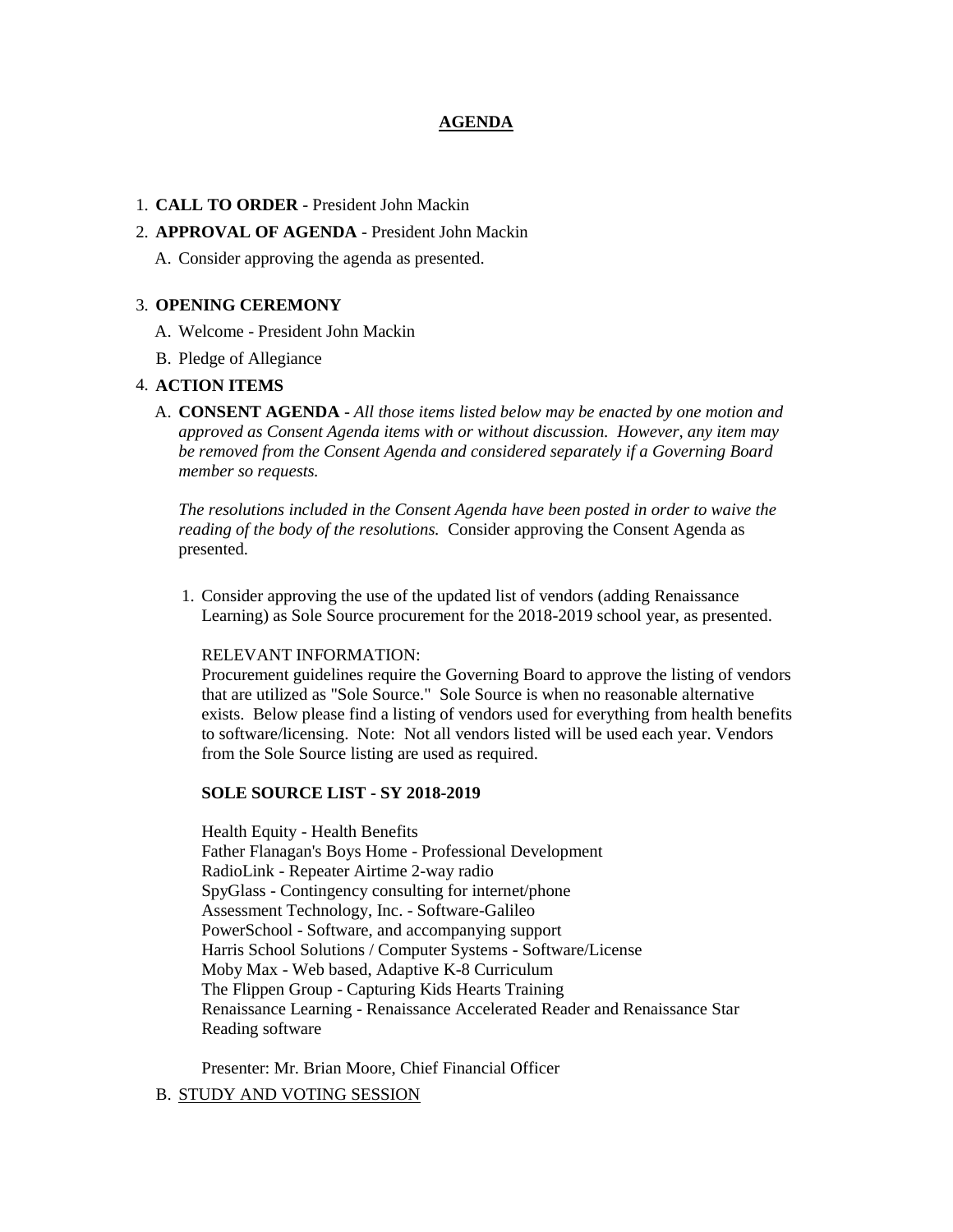## AGENDA

1. **CALL TO ORDER** - President John Mackin
2. **APPROVAL OF AGENDA** - President John Mackin
   A. Consider approving the agenda as presented.

3. **OPENING CEREMONY**
   A. Welcome - President John Mackin
   B. Pledge of Allegiance

4. **ACTION ITEMS**
   A. **CONSENT AGENDA** - *All those items listed below may be enacted by one motion and approved as Consent Agenda items with or without discussion. However, any item may be removed from the Consent Agenda and considered separately if a Governing Board member so requests.*

   *The resolutions included in the Consent Agenda have been posted in order to waive the reading of the body of the resolutions.* Consider approving the Consent Agenda as presented.

   1. Consider approving the use of the updated list of vendors (adding Renaissance Learning) as Sole Source procurement for the 2018-2019 school year, as presented.

      RELEVANT INFORMATION:
      Procurement guidelines require the Governing Board to approve the listing of vendors that are utilized as "Sole Source." Sole Source is when no reasonable alternative exists. Below please find a listing of vendors used for everything from health benefits to software/licensing. Note: Not all vendors listed will be used each year. Vendors from the Sole Source listing are used as required.

      **SOLE SOURCE LIST - SY 2018-2019**

      Health Equity - Health Benefits
      Father Flanagan's Boys Home - Professional Development
      RadioLink - Repeater Airtime 2-way radio
      SpyGlass - Contingency consulting for internet/phone
      Assessment Technology, Inc. - Software-Galileo
      PowerSchool - Software, and accompanying support
      Harris School Solutions / Computer Systems - Software/License
      Moby Max - Web based, Adaptive K-8 Curriculum
      The Flippen Group - Capturing Kids Hearts Training
      Renaissance Learning - Renaissance Accelerated Reader and Renaissance Star Reading software

      Presenter: Mr. Brian Moore, Chief Financial Officer

   B. STUDY AND VOTING SESSION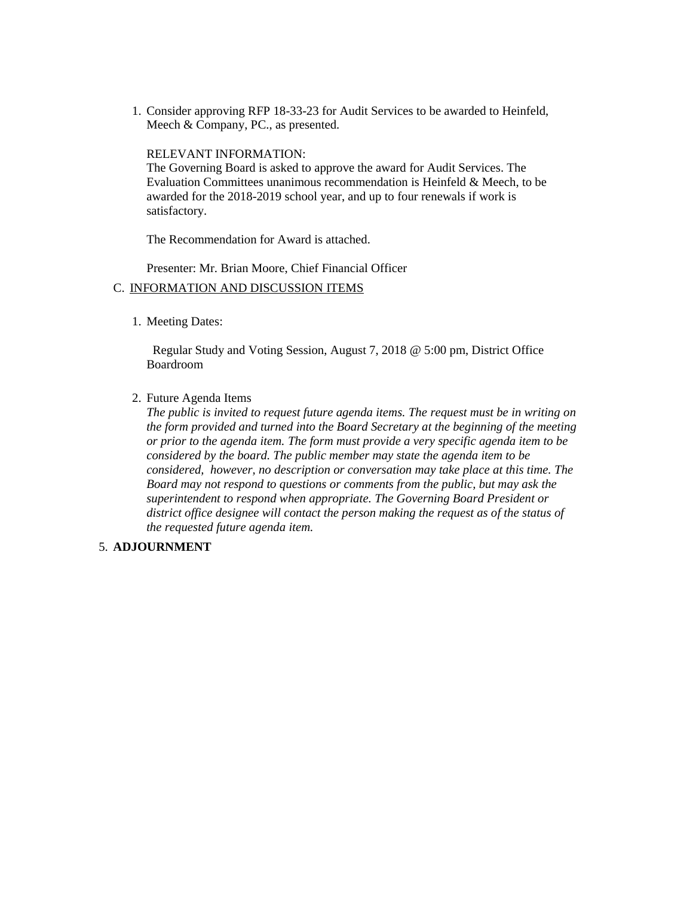1. Consider approving RFP 18-33-23 for Audit Services to be awarded to Heinfeld, Meech & Company, PC., as presented.

   RELEVANT INFORMATION:
   The Governing Board is asked to approve the award for Audit Services. The Evaluation Committees unanimous recommendation is Heinfeld & Meech, to be awarded for the 2018-2019 school year, and up to four renewals if work is satisfactory.

   The Recommendation for Award is attached.

   Presenter: Mr. Brian Moore, Chief Financial Officer

C. <u>INFORMATION AND DISCUSSION ITEMS</u>

1. Meeting Dates:

   Regular Study and Voting Session, August 7, 2018 @ 5:00 pm, District Office Boardroom

2. Future Agenda Items
   *The public is invited to request future agenda items. The request must be in writing on the form provided and turned into the Board Secretary at the beginning of the meeting or prior to the agenda item. The form must provide a very specific agenda item to be considered by the board. The public member may state the agenda item to be considered, however, no description or conversation may take place at this time. The Board may not respond to questions or comments from the public, but may ask the superintendent to respond when appropriate. The Governing Board President or district office designee will contact the person making the request as of the status of the requested future agenda item.*

5. **ADJOURNMENT**